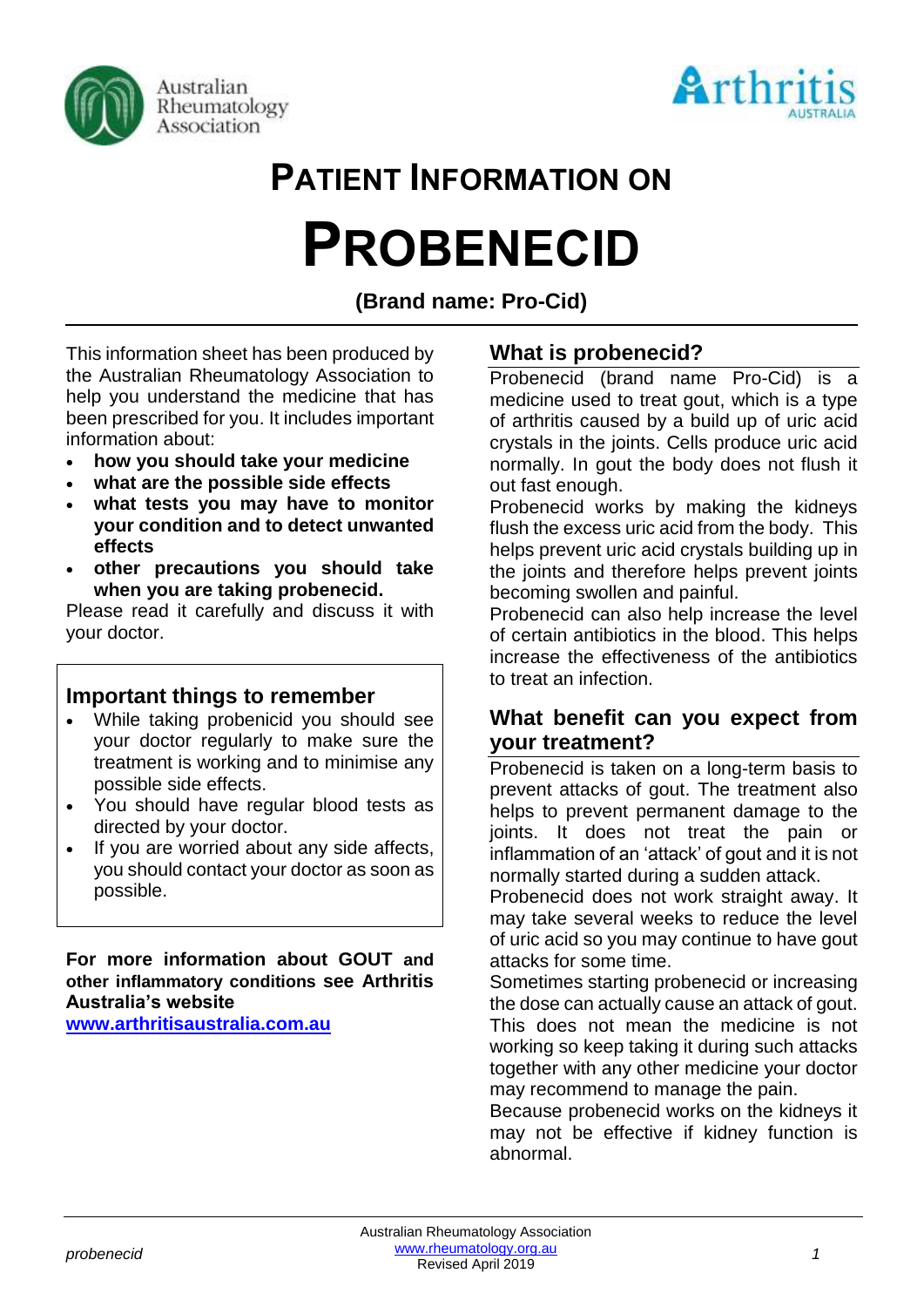# PATIENT INFORMATION ON

# PROBENECID

**(Brand name: Pro-Cid)**

This information sheet has been produced by the Australian Rheumatology Association to help you understand the medicine that has been prescribed for you. It includes important information about:

- **how you should take your medicine**
- **what are the possible side effects**
- **what tests you may have to monitor your condition and to detect unwanted effects**
- **other precautions you should take when you are taking probenecid.**

Please read it carefully and discuss it with your doctor.

## Important things to remember

- While taking probenicid you should see your doctor regularly to make sure the treatment is working and to minimise any possible side effects.
- You should have regular blood tests as directed by your doctor.
- If you are worried about any side affects, you should contact your doctor as soon as possible.

**For more information about GOUT and other inflammatory conditions see Arthritis Australia's website [www.arthritisaustralia.com.au](http://www.arthritisaustralia.com.au)**

## What is probenecid?

Probenecid (brand name Pro-Cid) is a medicine used to treat gout, which is a type of arthritis caused by a build up of uric acid crystals in the joints. Cells produce uric acid normally. In gout the body does not flush it out fast enough.

Probenecid works by making the kidneys flush the excess uric acid from the body. This helps prevent uric acid crystals building up in the joints and therefore helps prevent joints becoming swollen and painful.

Probenecid can also help increase the level of certain antibiotics in the blood. This helps increase the effectiveness of the antibiotics to treat an infection.

## What benefit can you expect from your treatment?

Probenecid is taken on a long-term basis to prevent attacks of gout. The treatment also helps to prevent permanent damage to the joints. It does not treat the pain or inflammation of an 'attack' of gout and it is not normally started during a sudden attack.

Probenecid does not work straight away. It may take several weeks to reduce the level of uric acid so you may continue to have gout attacks for some time.

Sometimes starting probenecid or increasing the dose can actually cause an attack of gout. This does not mean the medicine is not working so keep taking it during such attacks together with any other medicine your doctor may recommend to manage the pain.

Because probenecid works on the kidneys it may not be effective if kidney function is abnormal.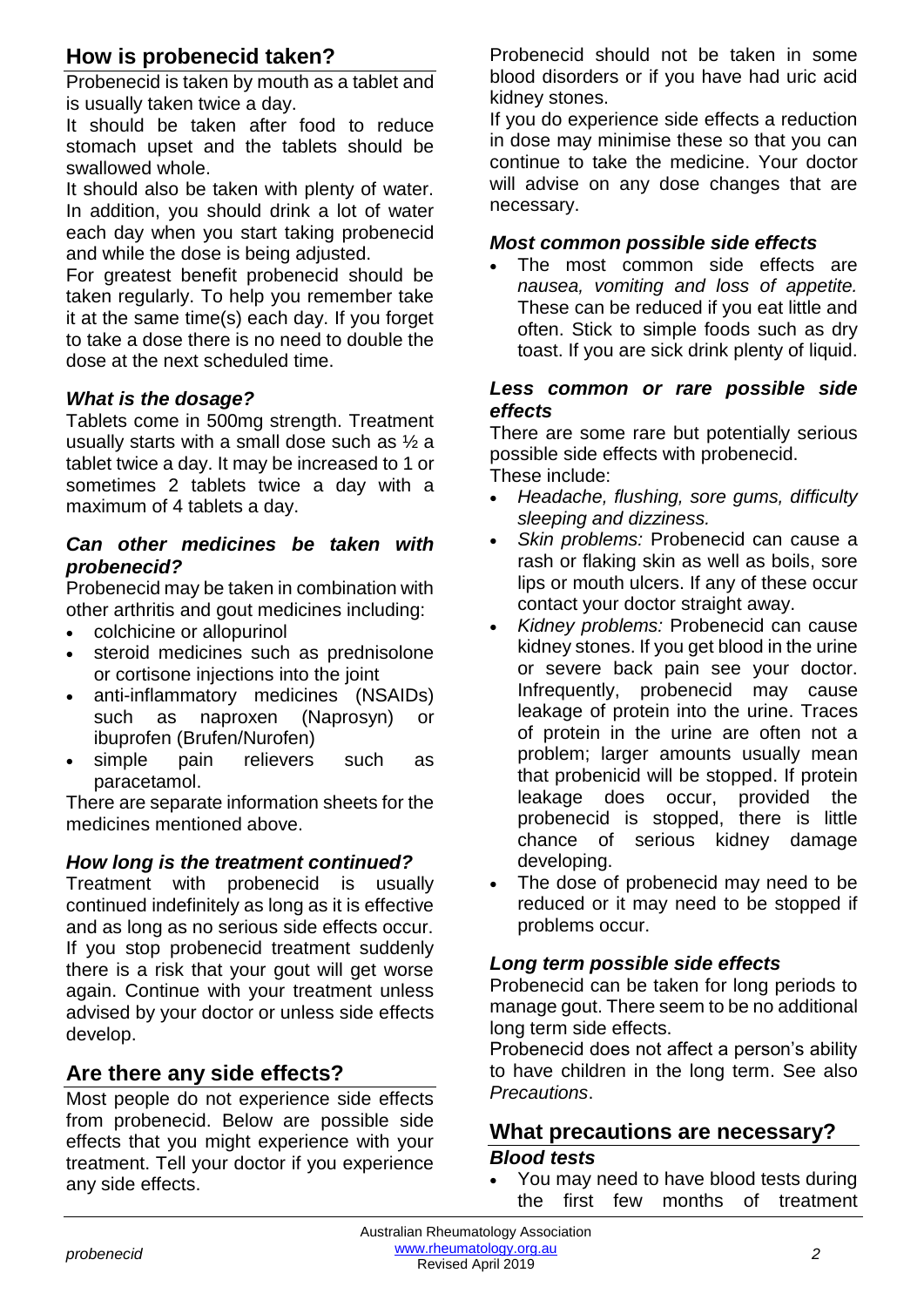## How is probenecid taken?

Probenecid is taken by mouth as a tablet and is usually taken twice a day.

It should be taken after food to reduce stomach upset and the tablets should be swallowed whole.

It should also be taken with plenty of water. In addition, you should drink a lot of water each day when you start taking probenecid and while the dose is being adjusted.

For greatest benefit probenecid should be taken regularly. To help you remember take it at the same time(s) each day. If you forget to take a dose there is no need to double the dose at the next scheduled time.

### *What is the dosage?*

Tablets come in 500mg strength. Treatment usually starts with a small dose such as ½ a tablet twice a day. It may be increased to 1 or sometimes 2 tablets twice a day with a maximum of 4 tablets a day.

### *Can other medicines be taken with probenecid?*

Probenecid may be taken in combination with other arthritis and gout medicines including:

- colchicine or allopurinol
- steroid medicines such as prednisolone or cortisone injections into the joint
- anti-inflammatory medicines (NSAIDs) such as naproxen (Naprosyn) or ibuprofen (Brufen/Nurofen)
- simple pain relievers such as paracetamol.

There are separate information sheets for the medicines mentioned above.

### *How long is the treatment continued?*

Treatment with probenecid is usually continued indefinitely as long as it is effective and as long as no serious side effects occur. If you stop probenecid treatment suddenly there is a risk that your gout will get worse again. Continue with your treatment unless advised by your doctor or unless side effects develop.

## Are there any side effects?

Most people do not experience side effects from probenecid. Below are possible side effects that you might experience with your treatment. Tell your doctor if you experience any side effects.

Probenecid should not be taken in some blood disorders or if you have had uric acid kidney stones.

If you do experience side effects a reduction in dose may minimise these so that you can continue to take the medicine. Your doctor will advise on any dose changes that are necessary.

### *Most common possible side effects*

- The most common side effects are *nausea, vomiting and loss of appetite.* These can be reduced if you eat little and often. Stick to simple foods such as dry toast. If you are sick drink plenty of liquid.

### *Less common or rare possible side effects*

There are some rare but potentially serious possible side effects with probenecid.
These include:

- *Headache, flushing, sore gums, difficulty sleeping and dizziness.*
- *Skin problems:* Probenecid can cause a rash or flaking skin as well as boils, sore lips or mouth ulcers. If any of these occur contact your doctor straight away.
- *Kidney problems:* Probenecid can cause kidney stones. If you get blood in the urine or severe back pain see your doctor. Infrequently, probenecid may cause leakage of protein into the urine. Traces of protein in the urine are often not a problem; larger amounts usually mean that probenicid will be stopped. If protein leakage does occur, provided the probenecid is stopped, there is little chance of serious kidney damage developing.
- The dose of probenecid may need to be reduced or it may need to be stopped if problems occur.

### *Long term possible side effects*

Probenecid can be taken for long periods to manage gout. There seem to be no additional long term side effects.

Probenecid does not affect a person's ability to have children in the long term. See also *Precautions*.

## What precautions are necessary?

### *Blood tests*

- You may need to have blood tests during the first few months of treatment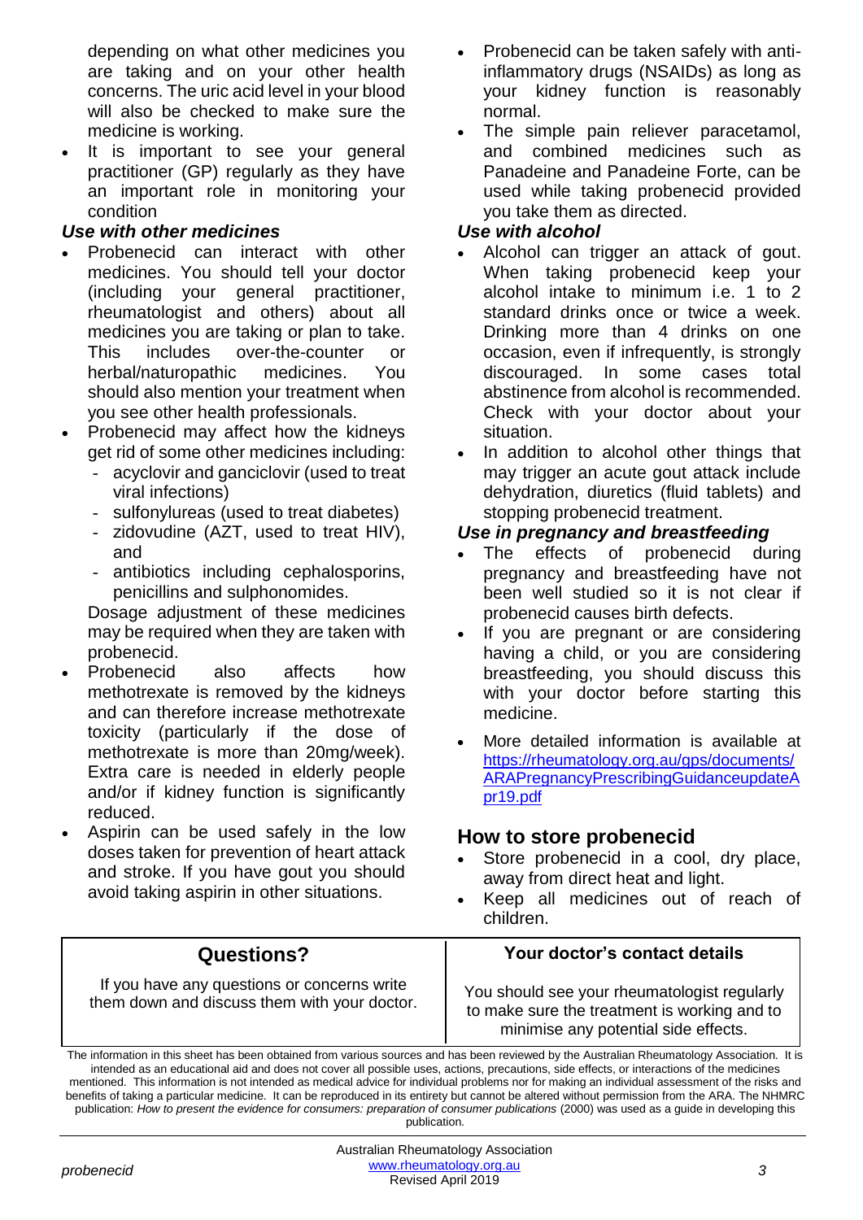depending on what other medicines you are taking and on your other health concerns. The uric acid level in your blood will also be checked to make sure the medicine is working.

- It is important to see your general practitioner (GP) regularly as they have an important role in monitoring your condition

### *Use with other medicines*

- Probenecid can interact with other medicines. You should tell your doctor (including your general practitioner, rheumatologist and others) about all medicines you are taking or plan to take. This includes over-the-counter or herbal/naturopathic medicines. You should also mention your treatment when you see other health professionals.
- Probenecid may affect how the kidneys get rid of some other medicines including:
  - acyclovir and ganciclovir (used to treat viral infections)
  - sulfonylureas (used to treat diabetes)
  - zidovudine (AZT, used to treat HIV), and
  - antibiotics including cephalosporins, penicillins and sulphonomides.

  Dosage adjustment of these medicines may be required when they are taken with probenecid.
- Probenecid also affects how methotrexate is removed by the kidneys and can therefore increase methotrexate toxicity (particularly if the dose of methotrexate is more than 20mg/week). Extra care is needed in elderly people and/or if kidney function is significantly reduced.
- Aspirin can be used safely in the low doses taken for prevention of heart attack and stroke. If you have gout you should avoid taking aspirin in other situations.
- Probenecid can be taken safely with anti-inflammatory drugs (NSAIDs) as long as your kidney function is reasonably normal.
- The simple pain reliever paracetamol, and combined medicines such as Panadeine and Panadeine Forte, can be used while taking probenecid provided you take them as directed.

### *Use with alcohol*

- Alcohol can trigger an attack of gout. When taking probenecid keep your alcohol intake to minimum i.e. 1 to 2 standard drinks once or twice a week. Drinking more than 4 drinks on one occasion, even if infrequently, is strongly discouraged. In some cases total abstinence from alcohol is recommended. Check with your doctor about your situation.
- In addition to alcohol other things that may trigger an acute gout attack include dehydration, diuretics (fluid tablets) and stopping probenecid treatment.

### *Use in pregnancy and breastfeeding*

- The effects of probenecid during pregnancy and breastfeeding have not been well studied so it is not clear if probenecid causes birth defects.
- If you are pregnant or are considering having a child, or you are considering breastfeeding, you should discuss this with your doctor before starting this medicine.
- More detailed information is available at https://rheumatology.org.au/gps/documents/ARAPregnancyPrescribingGuidanceupdateApr19.pdf

## How to store probenecid

- Store probenecid in a cool, dry place, away from direct heat and light.
- Keep all medicines out of reach of children.

## Questions?

If you have any questions or concerns write them down and discuss them with your doctor.

### Your doctor's contact details

You should see your rheumatologist regularly to make sure the treatment is working and to minimise any potential side effects.

The information in this sheet has been obtained from various sources and has been reviewed by the Australian Rheumatology Association. It is intended as an educational aid and does not cover all possible uses, actions, precautions, side effects, or interactions of the medicines mentioned. This information is not intended as medical advice for individual problems nor for making an individual assessment of the risks and benefits of taking a particular medicine. It can be reproduced in its entirety but cannot be altered without permission from the ARA. The NHMRC publication: *How to present the evidence for consumers: preparation of consumer publications* (2000) was used as a guide in developing this publication.

Australian Rheumatology Association
www.rheumatology.org.au
Revised April 2019